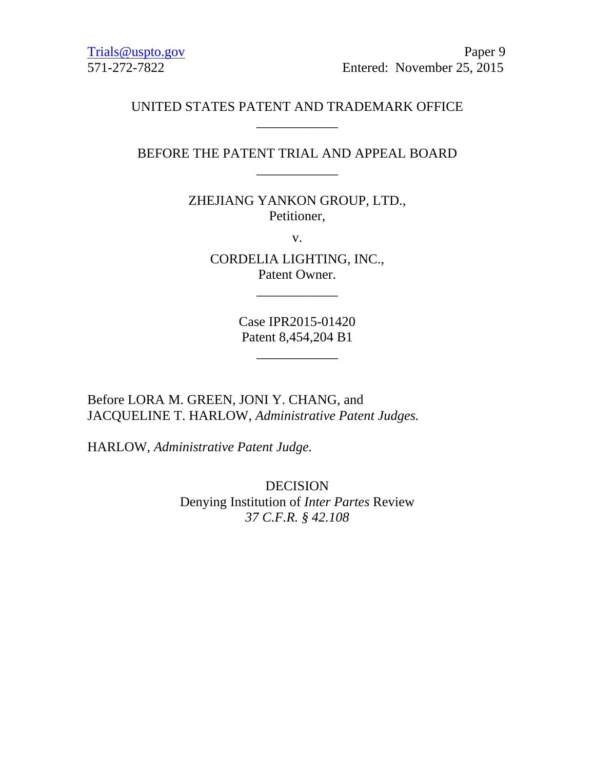Trials@uspto.gov
571-272-7822

Paper 9
Entered: November 25, 2015

UNITED STATES PATENT AND TRADEMARK OFFICE

\_\_\_\_\_\_\_\_\_\_\_\_

BEFORE THE PATENT TRIAL AND APPEAL BOARD

\_\_\_\_\_\_\_\_\_\_\_\_

ZHEJIANG YANKON GROUP, LTD.,
Petitioner,

v.

CORDELIA LIGHTING, INC.,
Patent Owner.

\_\_\_\_\_\_\_\_\_\_\_\_

Case IPR2015-01420
Patent 8,454,204 B1

\_\_\_\_\_\_\_\_\_\_\_\_

Before LORA M. GREEN, JONI Y. CHANG, and JACQUELINE T. HARLOW, *Administrative Patent Judges.*

HARLOW, *Administrative Patent Judge.*

DECISION
Denying Institution of *Inter Partes* Review
*37 C.F.R. § 42.108*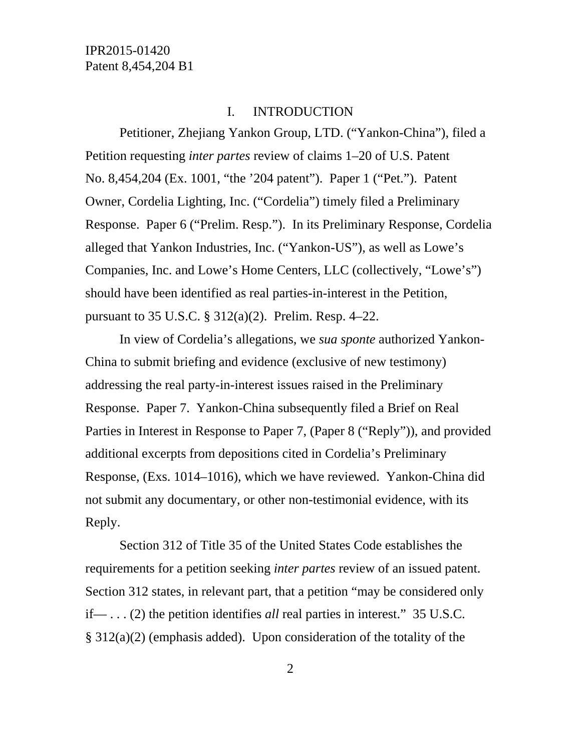## I. INTRODUCTION

Petitioner, Zhejiang Yankon Group, LTD. ("Yankon-China"), filed a Petition requesting *inter partes* review of claims 1–20 of U.S. Patent No. 8,454,204 (Ex. 1001, "the '204 patent"). Paper 1 ("Pet."). Patent Owner, Cordelia Lighting, Inc. ("Cordelia") timely filed a Preliminary Response. Paper 6 ("Prelim. Resp."). In its Preliminary Response, Cordelia alleged that Yankon Industries, Inc. ("Yankon-US"), as well as Lowe's Companies, Inc. and Lowe's Home Centers, LLC (collectively, "Lowe's") should have been identified as real parties-in-interest in the Petition, pursuant to 35 U.S.C. § 312(a)(2). Prelim. Resp. 4–22.

In view of Cordelia's allegations, we *sua sponte* authorized Yankon-China to submit briefing and evidence (exclusive of new testimony) addressing the real party-in-interest issues raised in the Preliminary Response. Paper 7. Yankon-China subsequently filed a Brief on Real Parties in Interest in Response to Paper 7, (Paper 8 ("Reply")), and provided additional excerpts from depositions cited in Cordelia's Preliminary Response, (Exs. 1014–1016), which we have reviewed. Yankon-China did not submit any documentary, or other non-testimonial evidence, with its Reply.

Section 312 of Title 35 of the United States Code establishes the requirements for a petition seeking *inter partes* review of an issued patent. Section 312 states, in relevant part, that a petition "may be considered only if— . . . (2) the petition identifies *all* real parties in interest." 35 U.S.C. § 312(a)(2) (emphasis added). Upon consideration of the totality of the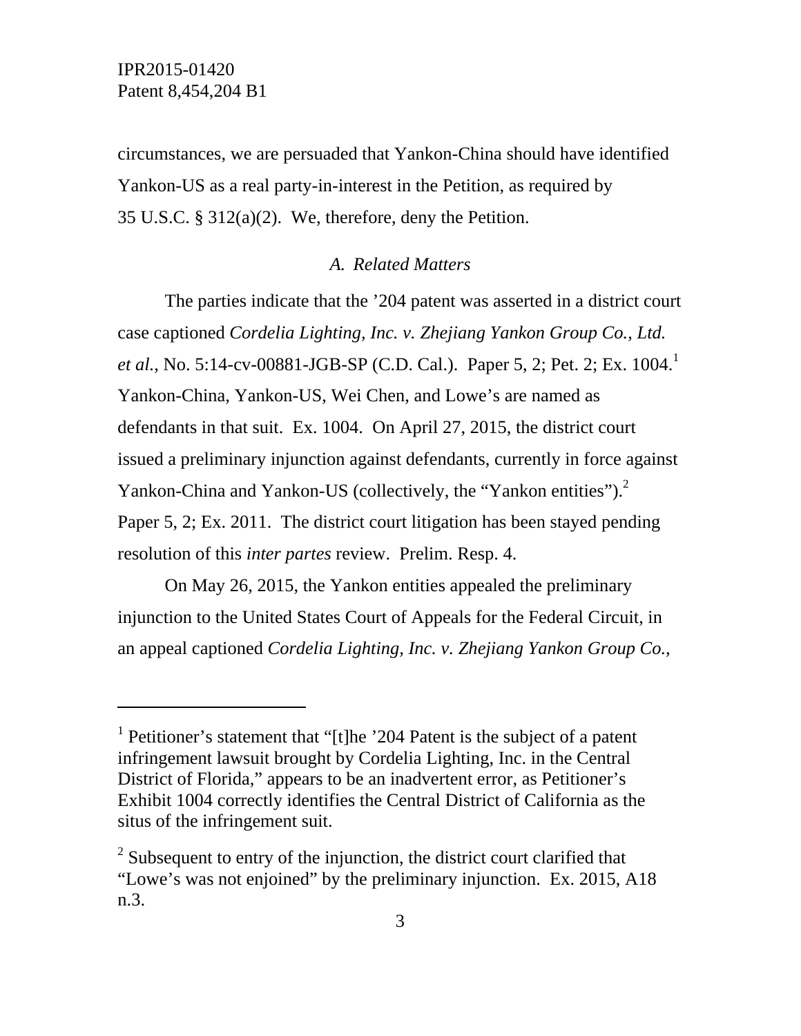circumstances, we are persuaded that Yankon-China should have identified Yankon-US as a real party-in-interest in the Petition, as required by 35 U.S.C. § 312(a)(2). We, therefore, deny the Petition.

### *A. Related Matters*

The parties indicate that the '204 patent was asserted in a district court case captioned *Cordelia Lighting, Inc. v. Zhejiang Yankon Group Co., Ltd. et al.*, No. 5:14-cv-00881-JGB-SP (C.D. Cal.). Paper 5, 2; Pet. 2; Ex. 1004.[1] Yankon-China, Yankon-US, Wei Chen, and Lowe's are named as defendants in that suit. Ex. 1004. On April 27, 2015, the district court issued a preliminary injunction against defendants, currently in force against Yankon-China and Yankon-US (collectively, the "Yankon entities").[2] Paper 5, 2; Ex. 2011. The district court litigation has been stayed pending resolution of this *inter partes* review. Prelim. Resp. 4.

On May 26, 2015, the Yankon entities appealed the preliminary injunction to the United States Court of Appeals for the Federal Circuit, in an appeal captioned *Cordelia Lighting, Inc. v. Zhejiang Yankon Group Co.*,

---

[1] Petitioner's statement that "[t]he '204 Patent is the subject of a patent infringement lawsuit brought by Cordelia Lighting, Inc. in the Central District of Florida," appears to be an inadvertent error, as Petitioner's Exhibit 1004 correctly identifies the Central District of California as the situs of the infringement suit.

[2] Subsequent to entry of the injunction, the district court clarified that "Lowe's was not enjoined" by the preliminary injunction. Ex. 2015, A18 n.3.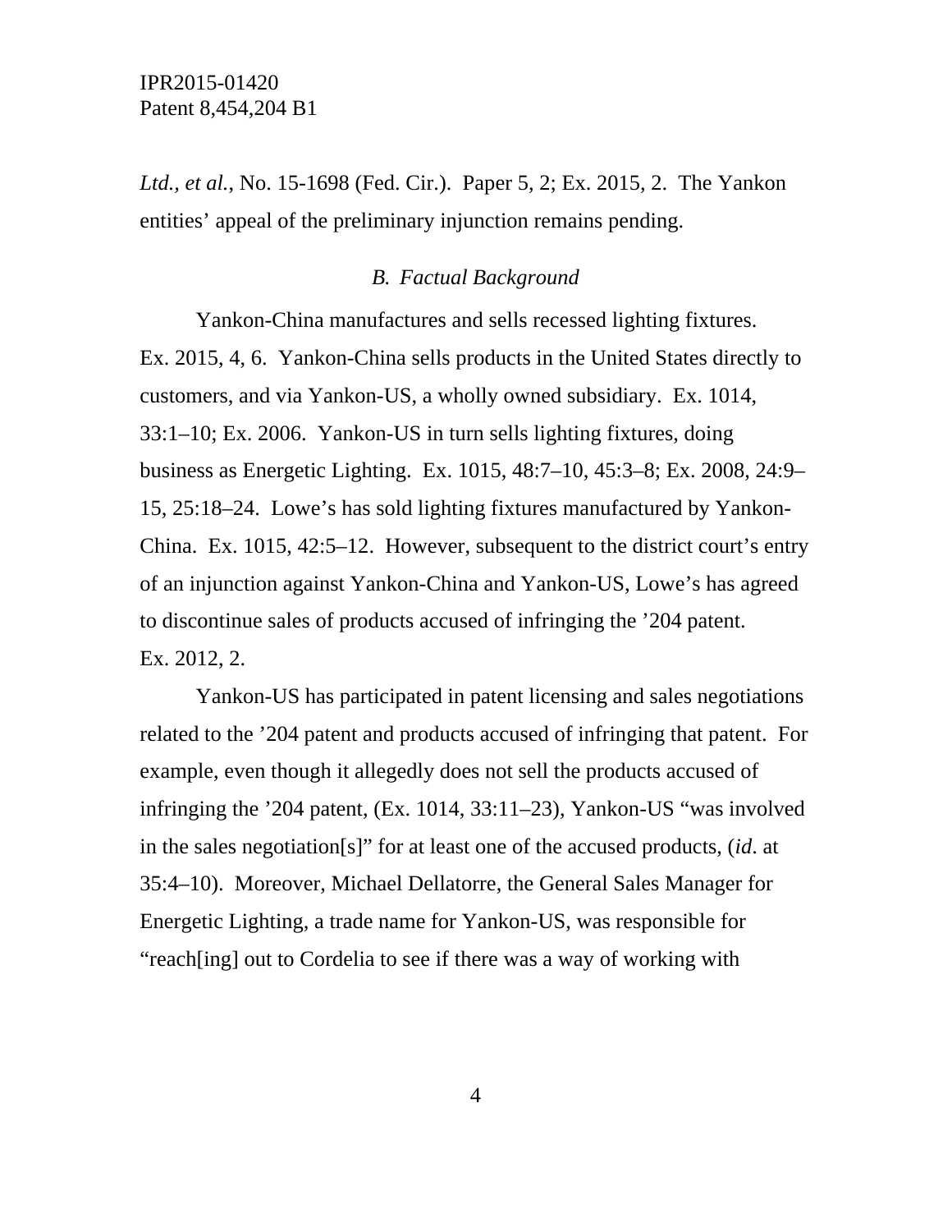*Ltd., et al.*, No. 15-1698 (Fed. Cir.). Paper 5, 2; Ex. 2015, 2. The Yankon entities' appeal of the preliminary injunction remains pending.

### *B. Factual Background*

Yankon-China manufactures and sells recessed lighting fixtures. Ex. 2015, 4, 6. Yankon-China sells products in the United States directly to customers, and via Yankon-US, a wholly owned subsidiary. Ex. 1014, 33:1–10; Ex. 2006. Yankon-US in turn sells lighting fixtures, doing business as Energetic Lighting. Ex. 1015, 48:7–10, 45:3–8; Ex. 2008, 24:9–15, 25:18–24. Lowe's has sold lighting fixtures manufactured by Yankon-China. Ex. 1015, 42:5–12. However, subsequent to the district court's entry of an injunction against Yankon-China and Yankon-US, Lowe's has agreed to discontinue sales of products accused of infringing the '204 patent. Ex. 2012, 2.

Yankon-US has participated in patent licensing and sales negotiations related to the '204 patent and products accused of infringing that patent. For example, even though it allegedly does not sell the products accused of infringing the '204 patent, (Ex. 1014, 33:11–23), Yankon-US "was involved in the sales negotiation[s]" for at least one of the accused products, (*id*. at 35:4–10). Moreover, Michael Dellatorre, the General Sales Manager for Energetic Lighting, a trade name for Yankon-US, was responsible for "reach[ing] out to Cordelia to see if there was a way of working with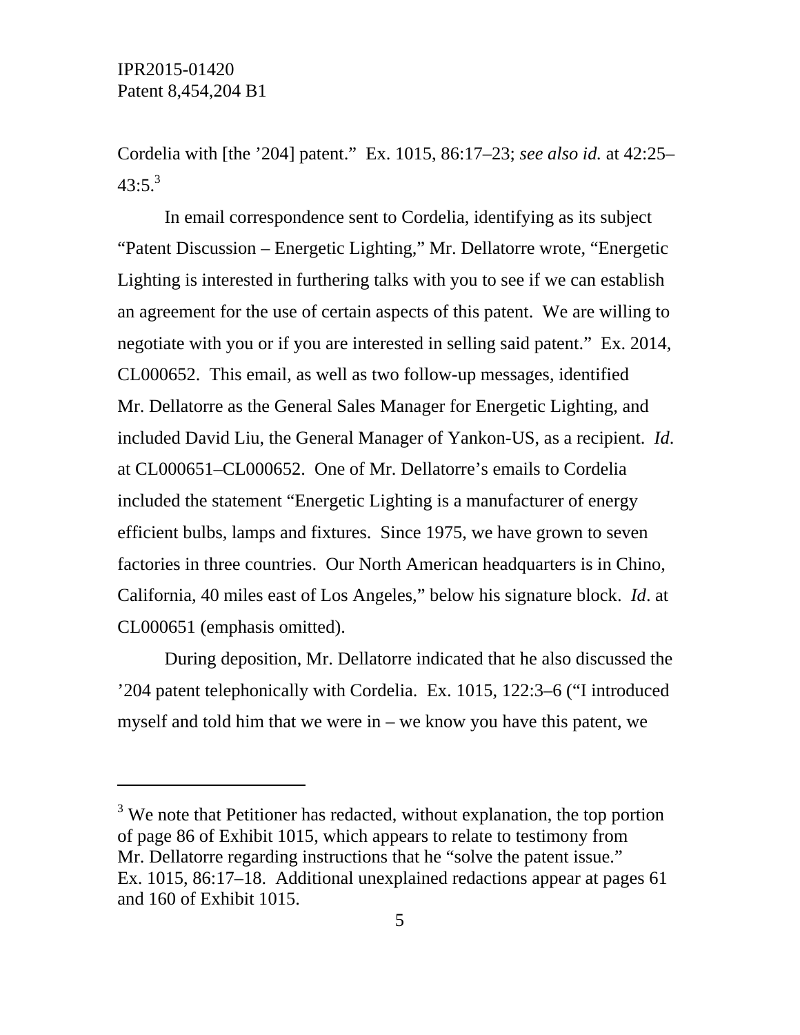Cordelia with [the ’204] patent.” Ex. 1015, 86:17–23; *see also id.* at 42:25–43:5.[3]

In email correspondence sent to Cordelia, identifying as its subject “Patent Discussion – Energetic Lighting,” Mr. Dellatorre wrote, “Energetic Lighting is interested in furthering talks with you to see if we can establish an agreement for the use of certain aspects of this patent. We are willing to negotiate with you or if you are interested in selling said patent.” Ex. 2014, CL000652. This email, as well as two follow-up messages, identified Mr. Dellatorre as the General Sales Manager for Energetic Lighting, and included David Liu, the General Manager of Yankon-US, as a recipient. *Id*. at CL000651–CL000652. One of Mr. Dellatorre’s emails to Cordelia included the statement “Energetic Lighting is a manufacturer of energy efficient bulbs, lamps and fixtures. Since 1975, we have grown to seven factories in three countries. Our North American headquarters is in Chino, California, 40 miles east of Los Angeles,” below his signature block. *Id*. at CL000651 (emphasis omitted).

During deposition, Mr. Dellatorre indicated that he also discussed the ’204 patent telephonically with Cordelia. Ex. 1015, 122:3–6 (“I introduced myself and told him that we were in – we know you have this patent, we

---

[3] We note that Petitioner has redacted, without explanation, the top portion of page 86 of Exhibit 1015, which appears to relate to testimony from Mr. Dellatorre regarding instructions that he “solve the patent issue.” Ex. 1015, 86:17–18. Additional unexplained redactions appear at pages 61 and 160 of Exhibit 1015.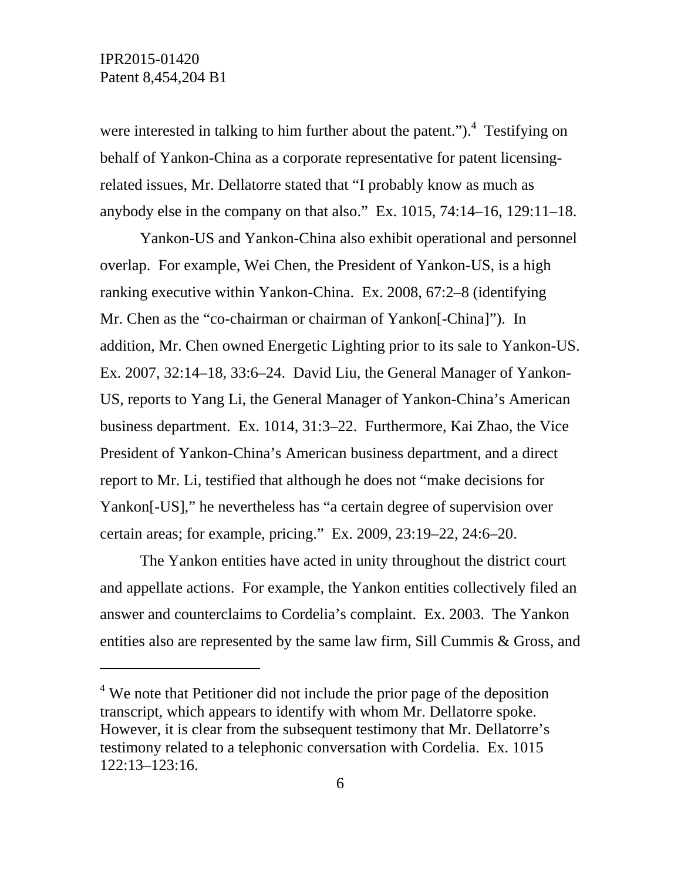were interested in talking to him further about the patent.").[4] Testifying on behalf of Yankon-China as a corporate representative for patent licensing-related issues, Mr. Dellatorre stated that "I probably know as much as anybody else in the company on that also." Ex. 1015, 74:14–16, 129:11–18.

Yankon-US and Yankon-China also exhibit operational and personnel overlap. For example, Wei Chen, the President of Yankon-US, is a high ranking executive within Yankon-China. Ex. 2008, 67:2–8 (identifying Mr. Chen as the "co-chairman or chairman of Yankon[-China]"). In addition, Mr. Chen owned Energetic Lighting prior to its sale to Yankon-US. Ex. 2007, 32:14–18, 33:6–24. David Liu, the General Manager of Yankon-US, reports to Yang Li, the General Manager of Yankon-China's American business department. Ex. 1014, 31:3–22. Furthermore, Kai Zhao, the Vice President of Yankon-China's American business department, and a direct report to Mr. Li, testified that although he does not "make decisions for Yankon[-US]," he nevertheless has "a certain degree of supervision over certain areas; for example, pricing." Ex. 2009, 23:19–22, 24:6–20.

The Yankon entities have acted in unity throughout the district court and appellate actions. For example, the Yankon entities collectively filed an answer and counterclaims to Cordelia's complaint. Ex. 2003. The Yankon entities also are represented by the same law firm, Sill Cummis & Gross, and

---

[4] We note that Petitioner did not include the prior page of the deposition transcript, which appears to identify with whom Mr. Dellatorre spoke. However, it is clear from the subsequent testimony that Mr. Dellatorre's testimony related to a telephonic conversation with Cordelia. Ex. 1015 122:13–123:16.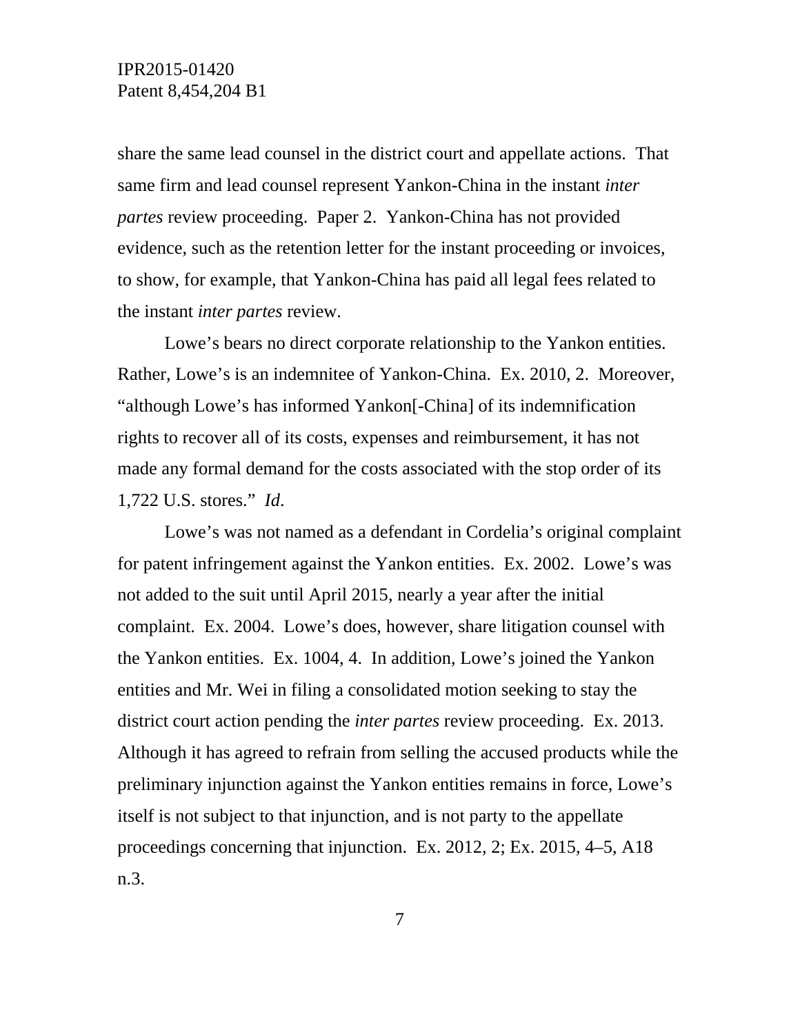share the same lead counsel in the district court and appellate actions. That same firm and lead counsel represent Yankon-China in the instant *inter partes* review proceeding. Paper 2. Yankon-China has not provided evidence, such as the retention letter for the instant proceeding or invoices, to show, for example, that Yankon-China has paid all legal fees related to the instant *inter partes* review.

Lowe's bears no direct corporate relationship to the Yankon entities. Rather, Lowe's is an indemnitee of Yankon-China. Ex. 2010, 2. Moreover, "although Lowe's has informed Yankon[-China] of its indemnification rights to recover all of its costs, expenses and reimbursement, it has not made any formal demand for the costs associated with the stop order of its 1,722 U.S. stores." *Id*.

Lowe's was not named as a defendant in Cordelia's original complaint for patent infringement against the Yankon entities. Ex. 2002. Lowe's was not added to the suit until April 2015, nearly a year after the initial complaint. Ex. 2004. Lowe's does, however, share litigation counsel with the Yankon entities. Ex. 1004, 4. In addition, Lowe's joined the Yankon entities and Mr. Wei in filing a consolidated motion seeking to stay the district court action pending the *inter partes* review proceeding. Ex. 2013. Although it has agreed to refrain from selling the accused products while the preliminary injunction against the Yankon entities remains in force, Lowe's itself is not subject to that injunction, and is not party to the appellate proceedings concerning that injunction. Ex. 2012, 2; Ex. 2015, 4–5, A18 n.3.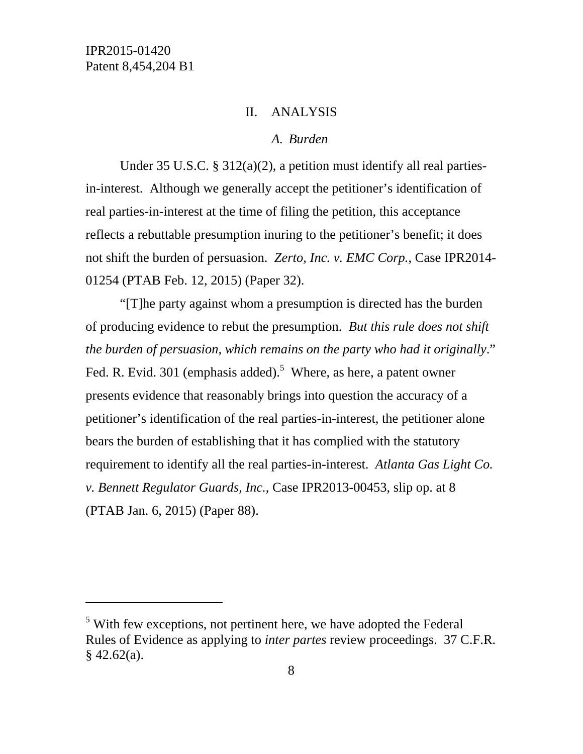## II. ANALYSIS

### *A. Burden*

Under 35 U.S.C. § 312(a)(2), a petition must identify all real parties-in-interest. Although we generally accept the petitioner's identification of real parties-in-interest at the time of filing the petition, this acceptance reflects a rebuttable presumption inuring to the petitioner's benefit; it does not shift the burden of persuasion. *Zerto, Inc. v. EMC Corp.*, Case IPR2014-01254 (PTAB Feb. 12, 2015) (Paper 32).

"[T]he party against whom a presumption is directed has the burden of producing evidence to rebut the presumption. *But this rule does not shift the burden of persuasion, which remains on the party who had it originally*." Fed. R. Evid. 301 (emphasis added).[5] Where, as here, a patent owner presents evidence that reasonably brings into question the accuracy of a petitioner's identification of the real parties-in-interest, the petitioner alone bears the burden of establishing that it has complied with the statutory requirement to identify all the real parties-in-interest. *Atlanta Gas Light Co. v. Bennett Regulator Guards, Inc.*, Case IPR2013-00453, slip op. at 8 (PTAB Jan. 6, 2015) (Paper 88).

---

[5] With few exceptions, not pertinent here, we have adopted the Federal Rules of Evidence as applying to *inter partes* review proceedings. 37 C.F.R. § 42.62(a).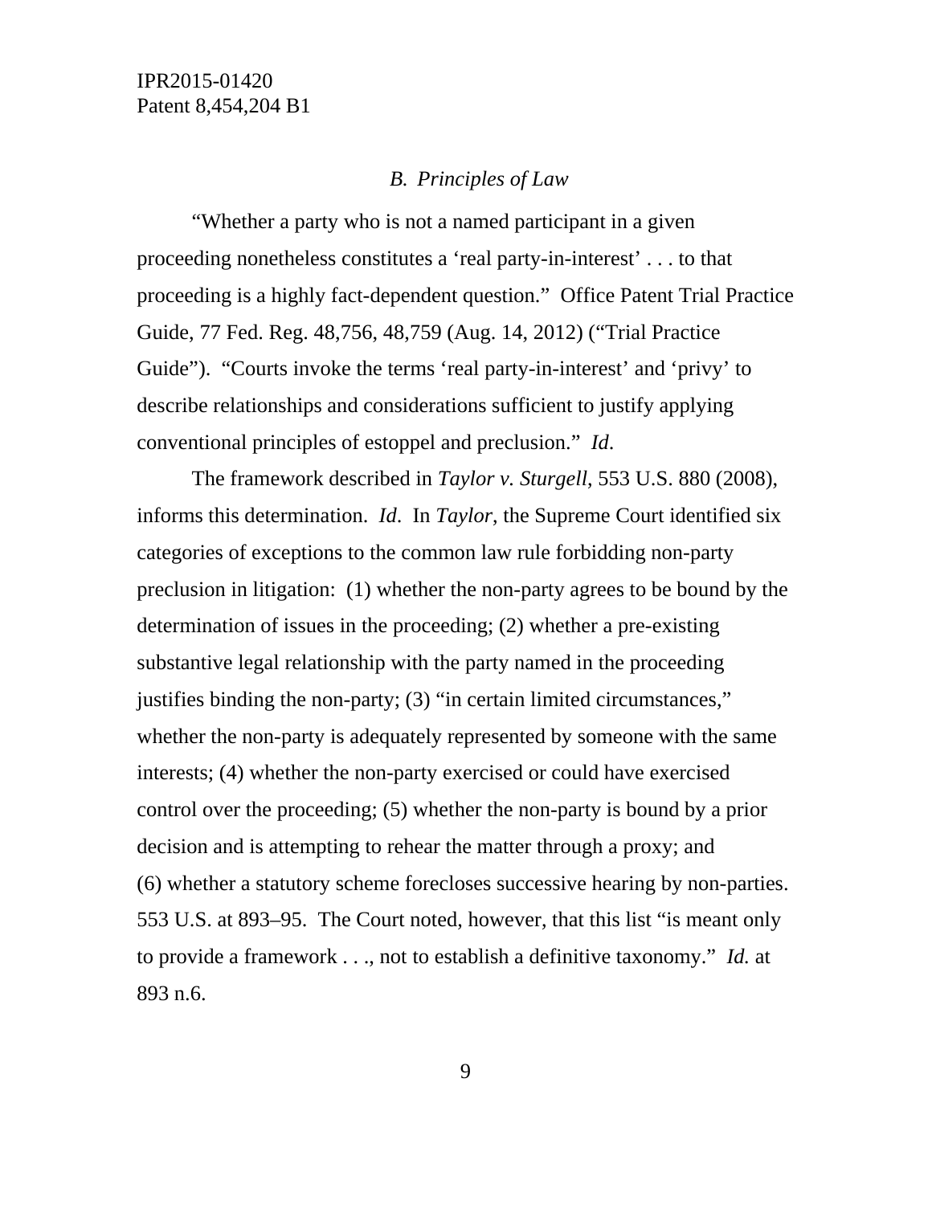### *B. Principles of Law*

"Whether a party who is not a named participant in a given proceeding nonetheless constitutes a 'real party-in-interest' . . . to that proceeding is a highly fact-dependent question." Office Patent Trial Practice Guide, 77 Fed. Reg. 48,756, 48,759 (Aug. 14, 2012) ("Trial Practice Guide"). "Courts invoke the terms 'real party-in-interest' and 'privy' to describe relationships and considerations sufficient to justify applying conventional principles of estoppel and preclusion." *Id*.

The framework described in *Taylor v. Sturgell*, 553 U.S. 880 (2008), informs this determination. *Id*. In *Taylor*, the Supreme Court identified six categories of exceptions to the common law rule forbidding non-party preclusion in litigation: (1) whether the non-party agrees to be bound by the determination of issues in the proceeding; (2) whether a pre-existing substantive legal relationship with the party named in the proceeding justifies binding the non-party; (3) "in certain limited circumstances," whether the non-party is adequately represented by someone with the same interests; (4) whether the non-party exercised or could have exercised control over the proceeding; (5) whether the non-party is bound by a prior decision and is attempting to rehear the matter through a proxy; and (6) whether a statutory scheme forecloses successive hearing by non-parties. 553 U.S. at 893–95. The Court noted, however, that this list "is meant only to provide a framework . . ., not to establish a definitive taxonomy." *Id.* at 893 n.6.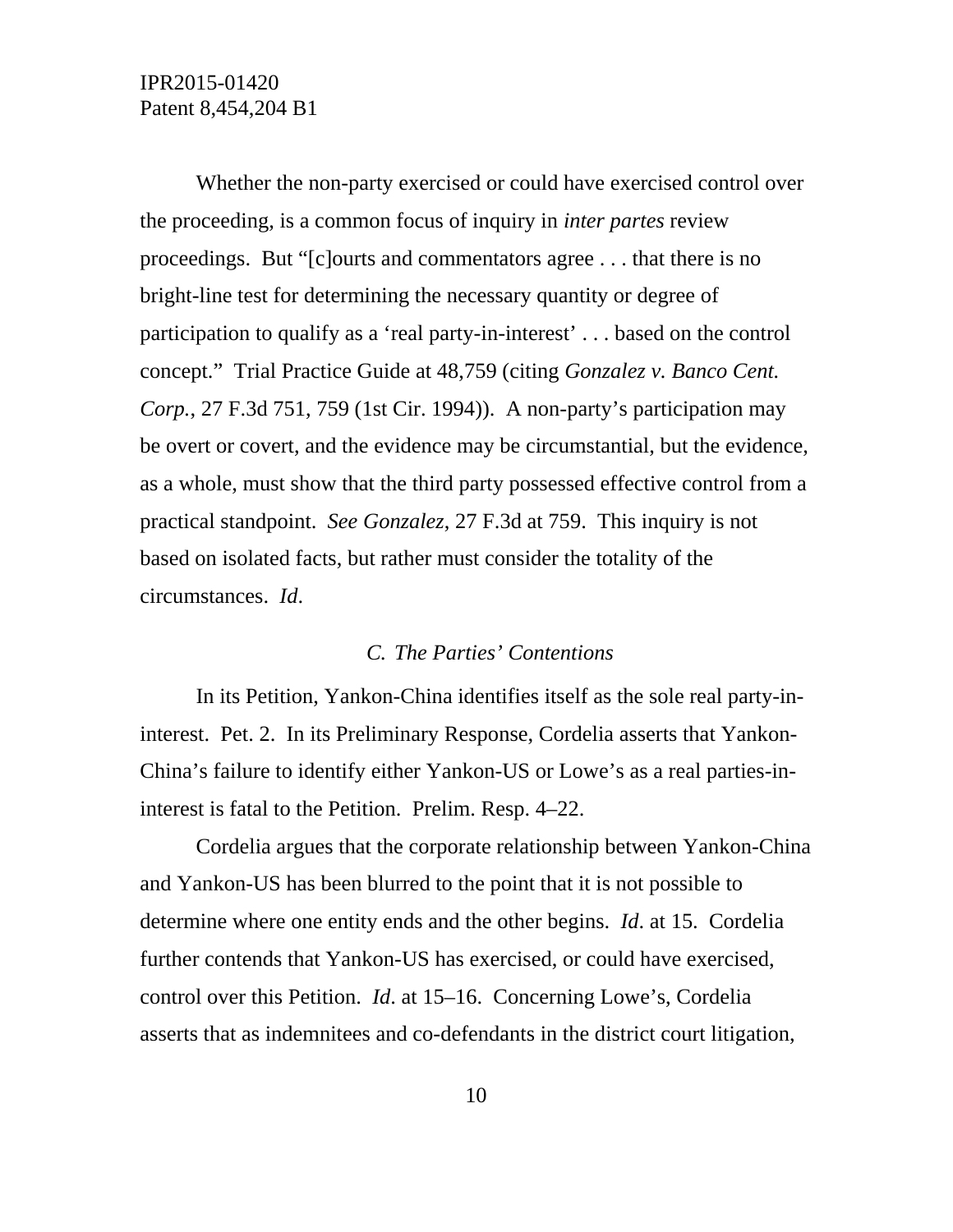Whether the non-party exercised or could have exercised control over the proceeding, is a common focus of inquiry in *inter partes* review proceedings. But "[c]ourts and commentators agree . . . that there is no bright-line test for determining the necessary quantity or degree of participation to qualify as a 'real party-in-interest' . . . based on the control concept." Trial Practice Guide at 48,759 (citing *Gonzalez v. Banco Cent. Corp.*, 27 F.3d 751, 759 (1st Cir. 1994)). A non-party's participation may be overt or covert, and the evidence may be circumstantial, but the evidence, as a whole, must show that the third party possessed effective control from a practical standpoint. *See Gonzalez*, 27 F.3d at 759. This inquiry is not based on isolated facts, but rather must consider the totality of the circumstances. *Id*.

### *C. The Parties' Contentions*

In its Petition, Yankon-China identifies itself as the sole real party-in-interest. Pet. 2. In its Preliminary Response, Cordelia asserts that Yankon-China's failure to identify either Yankon-US or Lowe's as a real parties-in-interest is fatal to the Petition. Prelim. Resp. 4–22.

Cordelia argues that the corporate relationship between Yankon-China and Yankon-US has been blurred to the point that it is not possible to determine where one entity ends and the other begins. *Id*. at 15. Cordelia further contends that Yankon-US has exercised, or could have exercised, control over this Petition. *Id*. at 15–16. Concerning Lowe's, Cordelia asserts that as indemnitees and co-defendants in the district court litigation,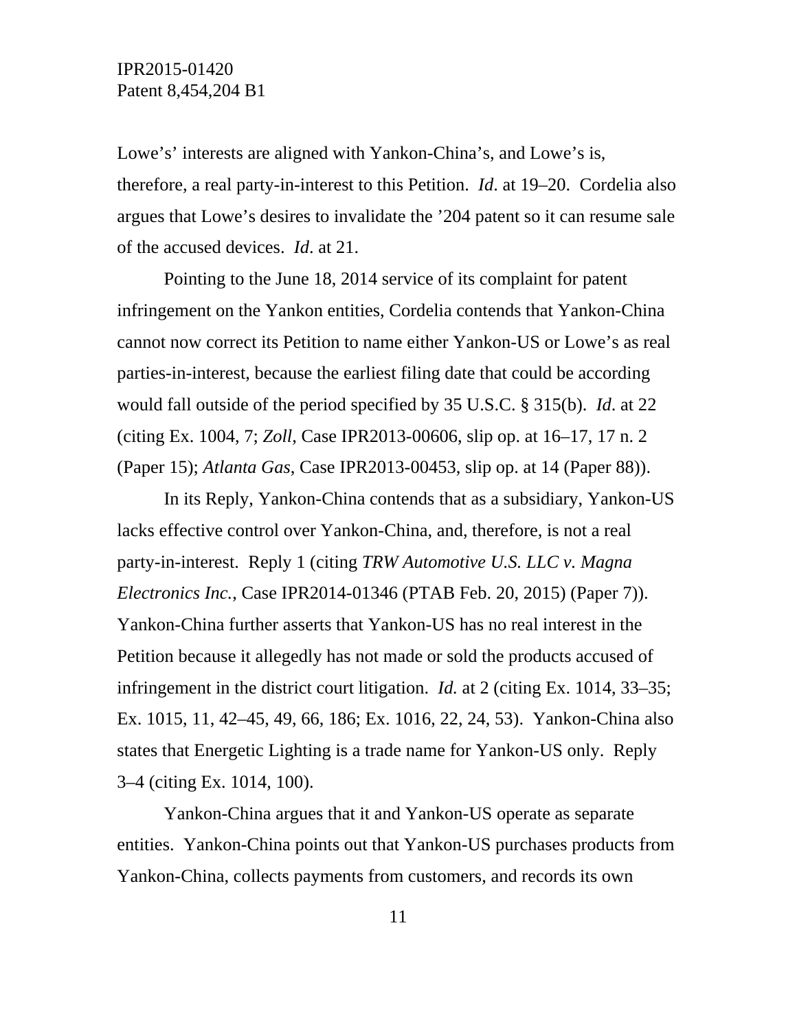Lowe's' interests are aligned with Yankon-China's, and Lowe's is, therefore, a real party-in-interest to this Petition. *Id*. at 19–20. Cordelia also argues that Lowe's desires to invalidate the '204 patent so it can resume sale of the accused devices. *Id*. at 21.

Pointing to the June 18, 2014 service of its complaint for patent infringement on the Yankon entities, Cordelia contends that Yankon-China cannot now correct its Petition to name either Yankon-US or Lowe's as real parties-in-interest, because the earliest filing date that could be according would fall outside of the period specified by 35 U.S.C. § 315(b). *Id*. at 22 (citing Ex. 1004, 7; *Zoll*, Case IPR2013-00606, slip op. at 16–17, 17 n. 2 (Paper 15); *Atlanta Gas*, Case IPR2013-00453, slip op. at 14 (Paper 88)).

In its Reply, Yankon-China contends that as a subsidiary, Yankon-US lacks effective control over Yankon-China, and, therefore, is not a real party-in-interest. Reply 1 (citing *TRW Automotive U.S. LLC v. Magna Electronics Inc.*, Case IPR2014-01346 (PTAB Feb. 20, 2015) (Paper 7)). Yankon-China further asserts that Yankon-US has no real interest in the Petition because it allegedly has not made or sold the products accused of infringement in the district court litigation. *Id.* at 2 (citing Ex. 1014, 33–35; Ex. 1015, 11, 42–45, 49, 66, 186; Ex. 1016, 22, 24, 53). Yankon-China also states that Energetic Lighting is a trade name for Yankon-US only. Reply 3–4 (citing Ex. 1014, 100).

Yankon-China argues that it and Yankon-US operate as separate entities. Yankon-China points out that Yankon-US purchases products from Yankon-China, collects payments from customers, and records its own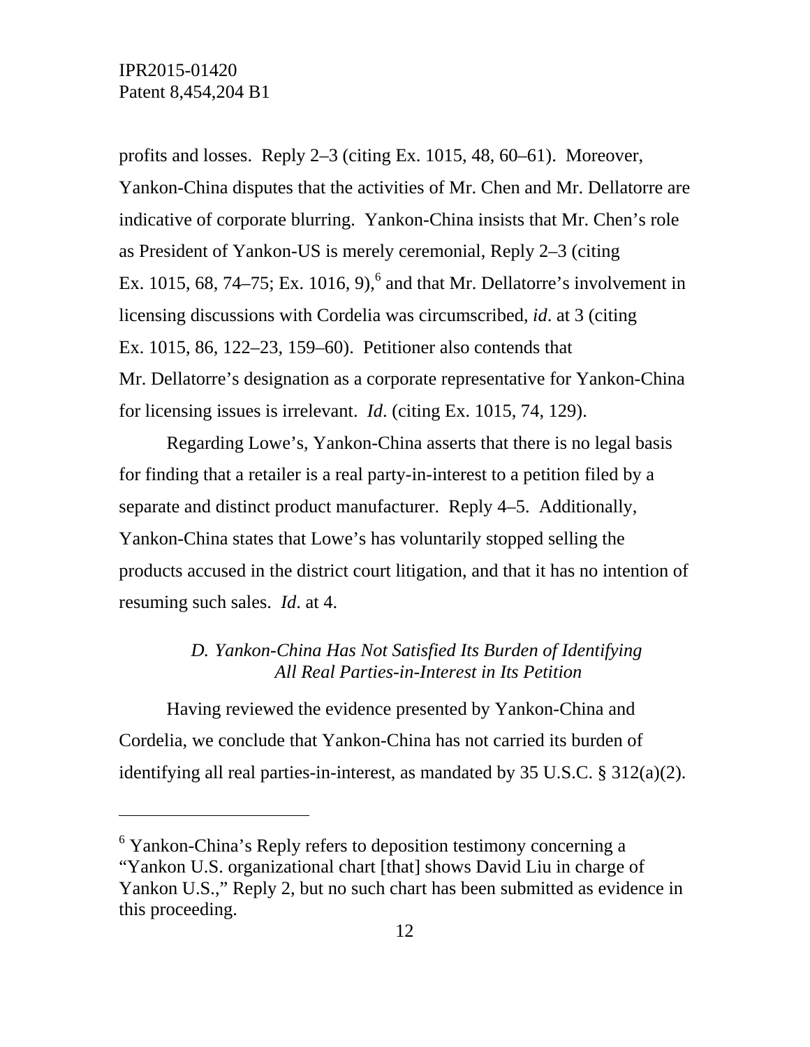profits and losses. Reply 2–3 (citing Ex. 1015, 48, 60–61). Moreover, Yankon-China disputes that the activities of Mr. Chen and Mr. Dellatorre are indicative of corporate blurring. Yankon-China insists that Mr. Chen's role as President of Yankon-US is merely ceremonial, Reply 2–3 (citing Ex. 1015, 68, 74–75; Ex. 1016, 9),[6] and that Mr. Dellatorre's involvement in licensing discussions with Cordelia was circumscribed, *id*. at 3 (citing Ex. 1015, 86, 122–23, 159–60). Petitioner also contends that Mr. Dellatorre's designation as a corporate representative for Yankon-China for licensing issues is irrelevant. *Id*. (citing Ex. 1015, 74, 129).

Regarding Lowe's, Yankon-China asserts that there is no legal basis for finding that a retailer is a real party-in-interest to a petition filed by a separate and distinct product manufacturer. Reply 4–5. Additionally, Yankon-China states that Lowe's has voluntarily stopped selling the products accused in the district court litigation, and that it has no intention of resuming such sales. *Id*. at 4.

### *D. Yankon-China Has Not Satisfied Its Burden of Identifying All Real Parties-in-Interest in Its Petition*

Having reviewed the evidence presented by Yankon-China and Cordelia, we conclude that Yankon-China has not carried its burden of identifying all real parties-in-interest, as mandated by 35 U.S.C. § 312(a)(2).

---

[6] Yankon-China's Reply refers to deposition testimony concerning a "Yankon U.S. organizational chart [that] shows David Liu in charge of Yankon U.S.," Reply 2, but no such chart has been submitted as evidence in this proceeding.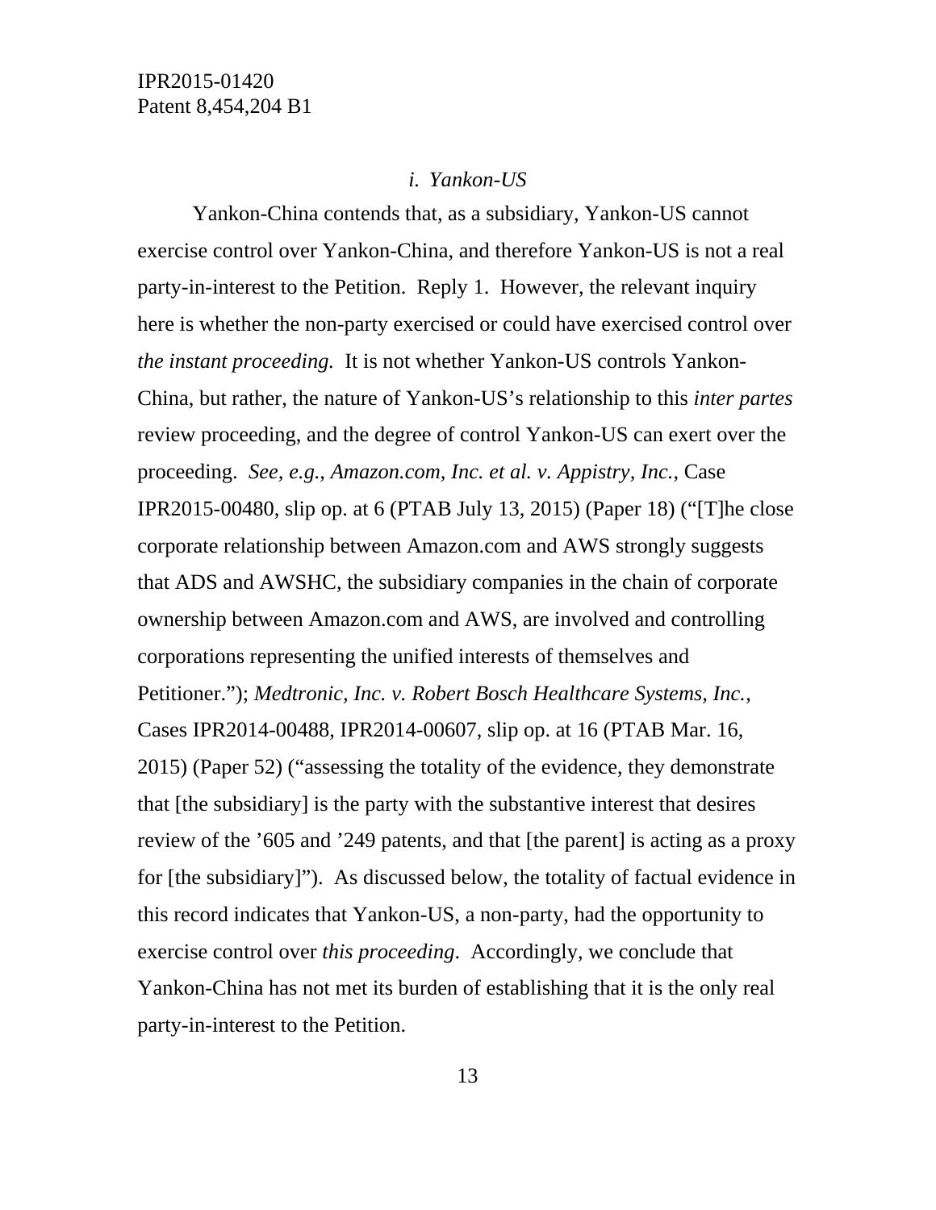### *i. Yankon-US*

Yankon-China contends that, as a subsidiary, Yankon-US cannot exercise control over Yankon-China, and therefore Yankon-US is not a real party-in-interest to the Petition. Reply 1. However, the relevant inquiry here is whether the non-party exercised or could have exercised control over *the instant proceeding.* It is not whether Yankon-US controls Yankon-China, but rather, the nature of Yankon-US's relationship to this *inter partes* review proceeding, and the degree of control Yankon-US can exert over the proceeding. *See, e.g.*, *Amazon.com, Inc. et al. v. Appistry, Inc.*, Case IPR2015-00480, slip op. at 6 (PTAB July 13, 2015) (Paper 18) ("[T]he close corporate relationship between Amazon.com and AWS strongly suggests that ADS and AWSHC, the subsidiary companies in the chain of corporate ownership between Amazon.com and AWS, are involved and controlling corporations representing the unified interests of themselves and Petitioner."); *Medtronic, Inc. v. Robert Bosch Healthcare Systems, Inc.*, Cases IPR2014-00488, IPR2014-00607, slip op. at 16 (PTAB Mar. 16, 2015) (Paper 52) ("assessing the totality of the evidence, they demonstrate that [the subsidiary] is the party with the substantive interest that desires review of the '605 and '249 patents, and that [the parent] is acting as a proxy for [the subsidiary]"). As discussed below, the totality of factual evidence in this record indicates that Yankon-US, a non-party, had the opportunity to exercise control over *this proceeding*. Accordingly, we conclude that Yankon-China has not met its burden of establishing that it is the only real party-in-interest to the Petition.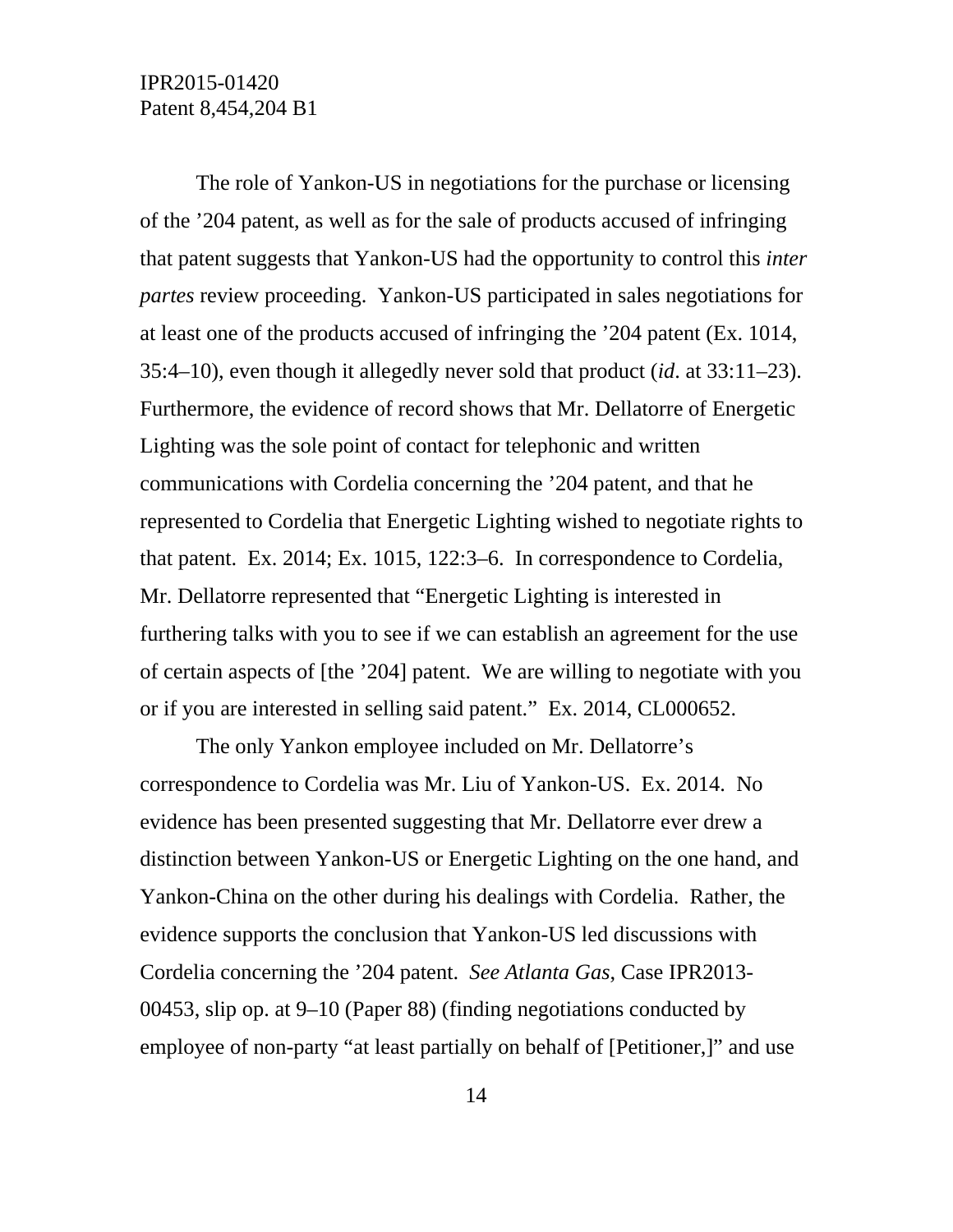The role of Yankon-US in negotiations for the purchase or licensing of the ’204 patent, as well as for the sale of products accused of infringing that patent suggests that Yankon-US had the opportunity to control this *inter partes* review proceeding. Yankon-US participated in sales negotiations for at least one of the products accused of infringing the ’204 patent (Ex. 1014, 35:4–10), even though it allegedly never sold that product (*id*. at 33:11–23). Furthermore, the evidence of record shows that Mr. Dellatorre of Energetic Lighting was the sole point of contact for telephonic and written communications with Cordelia concerning the ’204 patent, and that he represented to Cordelia that Energetic Lighting wished to negotiate rights to that patent. Ex. 2014; Ex. 1015, 122:3–6. In correspondence to Cordelia, Mr. Dellatorre represented that “Energetic Lighting is interested in furthering talks with you to see if we can establish an agreement for the use of certain aspects of [the ’204] patent. We are willing to negotiate with you or if you are interested in selling said patent.” Ex. 2014, CL000652.

The only Yankon employee included on Mr. Dellatorre’s correspondence to Cordelia was Mr. Liu of Yankon-US. Ex. 2014. No evidence has been presented suggesting that Mr. Dellatorre ever drew a distinction between Yankon-US or Energetic Lighting on the one hand, and Yankon-China on the other during his dealings with Cordelia. Rather, the evidence supports the conclusion that Yankon-US led discussions with Cordelia concerning the ’204 patent. *See Atlanta Gas*, Case IPR2013-00453, slip op. at 9–10 (Paper 88) (finding negotiations conducted by employee of non-party “at least partially on behalf of [Petitioner,]” and use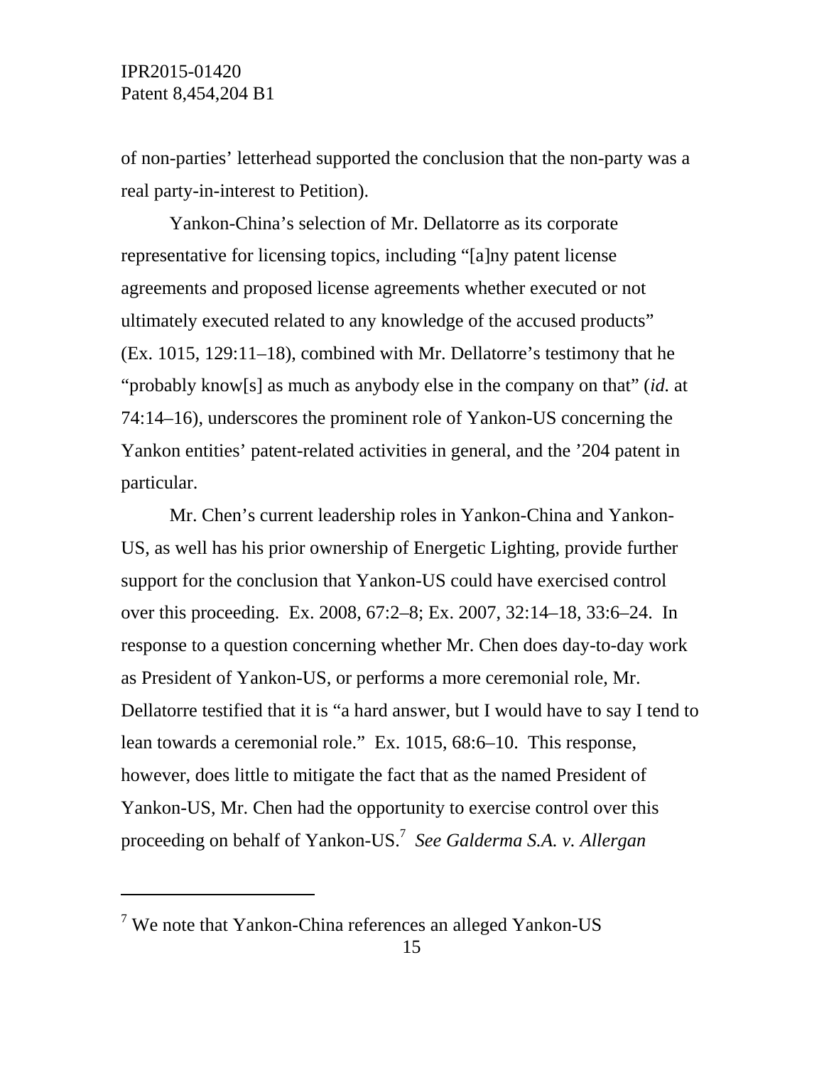of non-parties' letterhead supported the conclusion that the non-party was a real party-in-interest to Petition).

Yankon-China's selection of Mr. Dellatorre as its corporate representative for licensing topics, including "[a]ny patent license agreements and proposed license agreements whether executed or not ultimately executed related to any knowledge of the accused products" (Ex. 1015, 129:11–18), combined with Mr. Dellatorre's testimony that he "probably know[s] as much as anybody else in the company on that" (*id.* at 74:14–16), underscores the prominent role of Yankon-US concerning the Yankon entities' patent-related activities in general, and the '204 patent in particular.

Mr. Chen's current leadership roles in Yankon-China and Yankon-US, as well has his prior ownership of Energetic Lighting, provide further support for the conclusion that Yankon-US could have exercised control over this proceeding. Ex. 2008, 67:2–8; Ex. 2007, 32:14–18, 33:6–24. In response to a question concerning whether Mr. Chen does day-to-day work as President of Yankon-US, or performs a more ceremonial role, Mr. Dellatorre testified that it is "a hard answer, but I would have to say I tend to lean towards a ceremonial role." Ex. 1015, 68:6–10. This response, however, does little to mitigate the fact that as the named President of Yankon-US, Mr. Chen had the opportunity to exercise control over this proceeding on behalf of Yankon-US.[7] *See Galderma S.A. v. Allergan*

---

[7] We note that Yankon-China references an alleged Yankon-US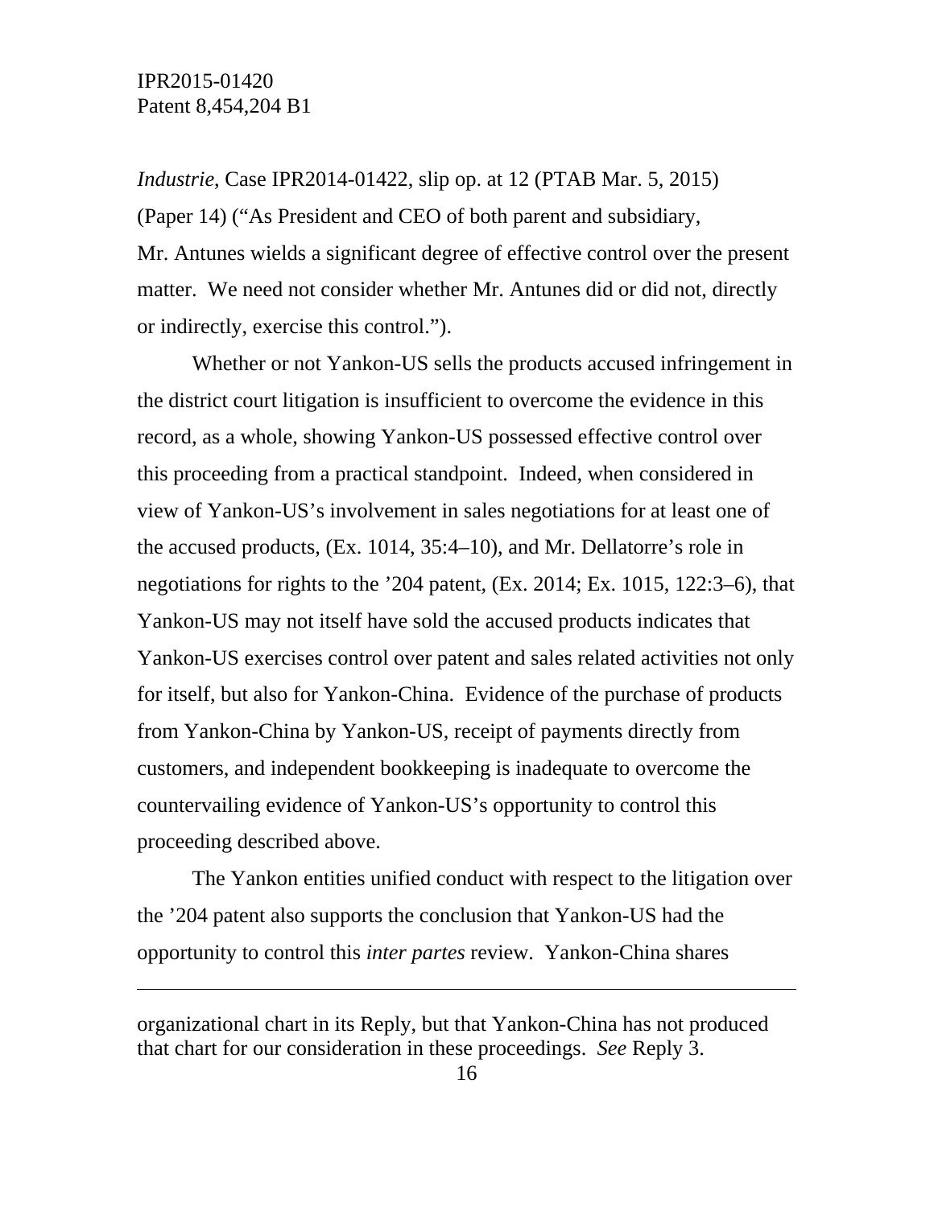*Industrie*, Case IPR2014-01422, slip op. at 12 (PTAB Mar. 5, 2015) (Paper 14) ("As President and CEO of both parent and subsidiary, Mr. Antunes wields a significant degree of effective control over the present matter. We need not consider whether Mr. Antunes did or did not, directly or indirectly, exercise this control.").

Whether or not Yankon-US sells the products accused infringement in the district court litigation is insufficient to overcome the evidence in this record, as a whole, showing Yankon-US possessed effective control over this proceeding from a practical standpoint. Indeed, when considered in view of Yankon-US's involvement in sales negotiations for at least one of the accused products, (Ex. 1014, 35:4–10), and Mr. Dellatorre's role in negotiations for rights to the '204 patent, (Ex. 2014; Ex. 1015, 122:3–6), that Yankon-US may not itself have sold the accused products indicates that Yankon-US exercises control over patent and sales related activities not only for itself, but also for Yankon-China. Evidence of the purchase of products from Yankon-China by Yankon-US, receipt of payments directly from customers, and independent bookkeeping is inadequate to overcome the countervailing evidence of Yankon-US's opportunity to control this proceeding described above.

The Yankon entities unified conduct with respect to the litigation over the '204 patent also supports the conclusion that Yankon-US had the opportunity to control this *inter partes* review. Yankon-China shares

---

organizational chart in its Reply, but that Yankon-China has not produced that chart for our consideration in these proceedings. *See* Reply 3.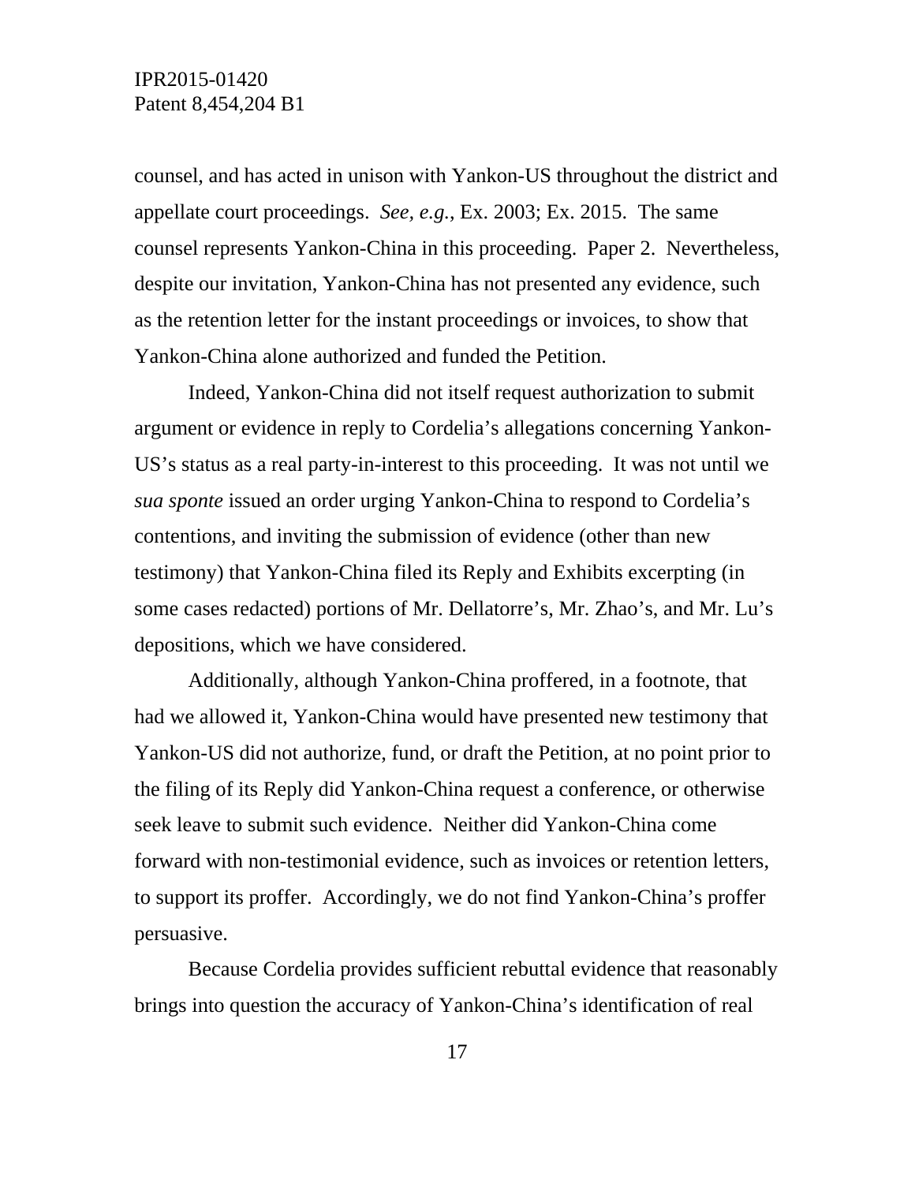counsel, and has acted in unison with Yankon-US throughout the district and appellate court proceedings. *See, e.g.*, Ex. 2003; Ex. 2015. The same counsel represents Yankon-China in this proceeding. Paper 2. Nevertheless, despite our invitation, Yankon-China has not presented any evidence, such as the retention letter for the instant proceedings or invoices, to show that Yankon-China alone authorized and funded the Petition.

Indeed, Yankon-China did not itself request authorization to submit argument or evidence in reply to Cordelia's allegations concerning Yankon-US's status as a real party-in-interest to this proceeding. It was not until we *sua sponte* issued an order urging Yankon-China to respond to Cordelia's contentions, and inviting the submission of evidence (other than new testimony) that Yankon-China filed its Reply and Exhibits excerpting (in some cases redacted) portions of Mr. Dellatorre's, Mr. Zhao's, and Mr. Lu's depositions, which we have considered.

Additionally, although Yankon-China proffered, in a footnote, that had we allowed it, Yankon-China would have presented new testimony that Yankon-US did not authorize, fund, or draft the Petition, at no point prior to the filing of its Reply did Yankon-China request a conference, or otherwise seek leave to submit such evidence. Neither did Yankon-China come forward with non-testimonial evidence, such as invoices or retention letters, to support its proffer. Accordingly, we do not find Yankon-China's proffer persuasive.

Because Cordelia provides sufficient rebuttal evidence that reasonably brings into question the accuracy of Yankon-China's identification of real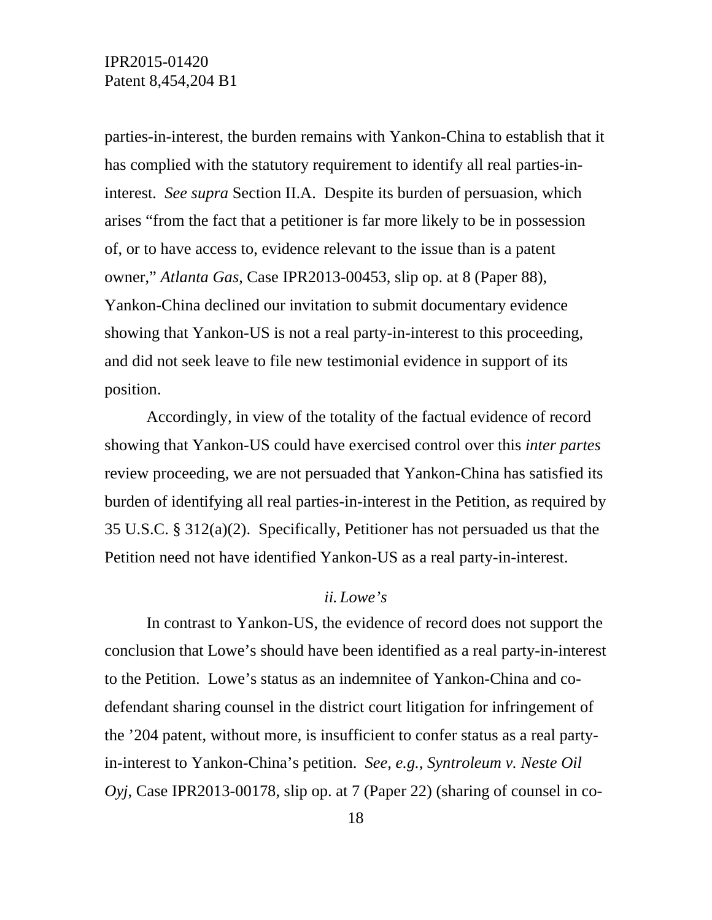parties-in-interest, the burden remains with Yankon-China to establish that it has complied with the statutory requirement to identify all real parties-in-interest. *See supra* Section II.A. Despite its burden of persuasion, which arises "from the fact that a petitioner is far more likely to be in possession of, or to have access to, evidence relevant to the issue than is a patent owner," *Atlanta Gas*, Case IPR2013-00453, slip op. at 8 (Paper 88), Yankon-China declined our invitation to submit documentary evidence showing that Yankon-US is not a real party-in-interest to this proceeding, and did not seek leave to file new testimonial evidence in support of its position.

Accordingly, in view of the totality of the factual evidence of record showing that Yankon-US could have exercised control over this *inter partes* review proceeding, we are not persuaded that Yankon-China has satisfied its burden of identifying all real parties-in-interest in the Petition, as required by 35 U.S.C. § 312(a)(2). Specifically, Petitioner has not persuaded us that the Petition need not have identified Yankon-US as a real party-in-interest.

*ii. Lowe's*

In contrast to Yankon-US, the evidence of record does not support the conclusion that Lowe's should have been identified as a real party-in-interest to the Petition. Lowe's status as an indemnitee of Yankon-China and co-defendant sharing counsel in the district court litigation for infringement of the '204 patent, without more, is insufficient to confer status as a real party-in-interest to Yankon-China's petition. *See, e.g., Syntroleum v. Neste Oil Oyj*, Case IPR2013-00178, slip op. at 7 (Paper 22) (sharing of counsel in co-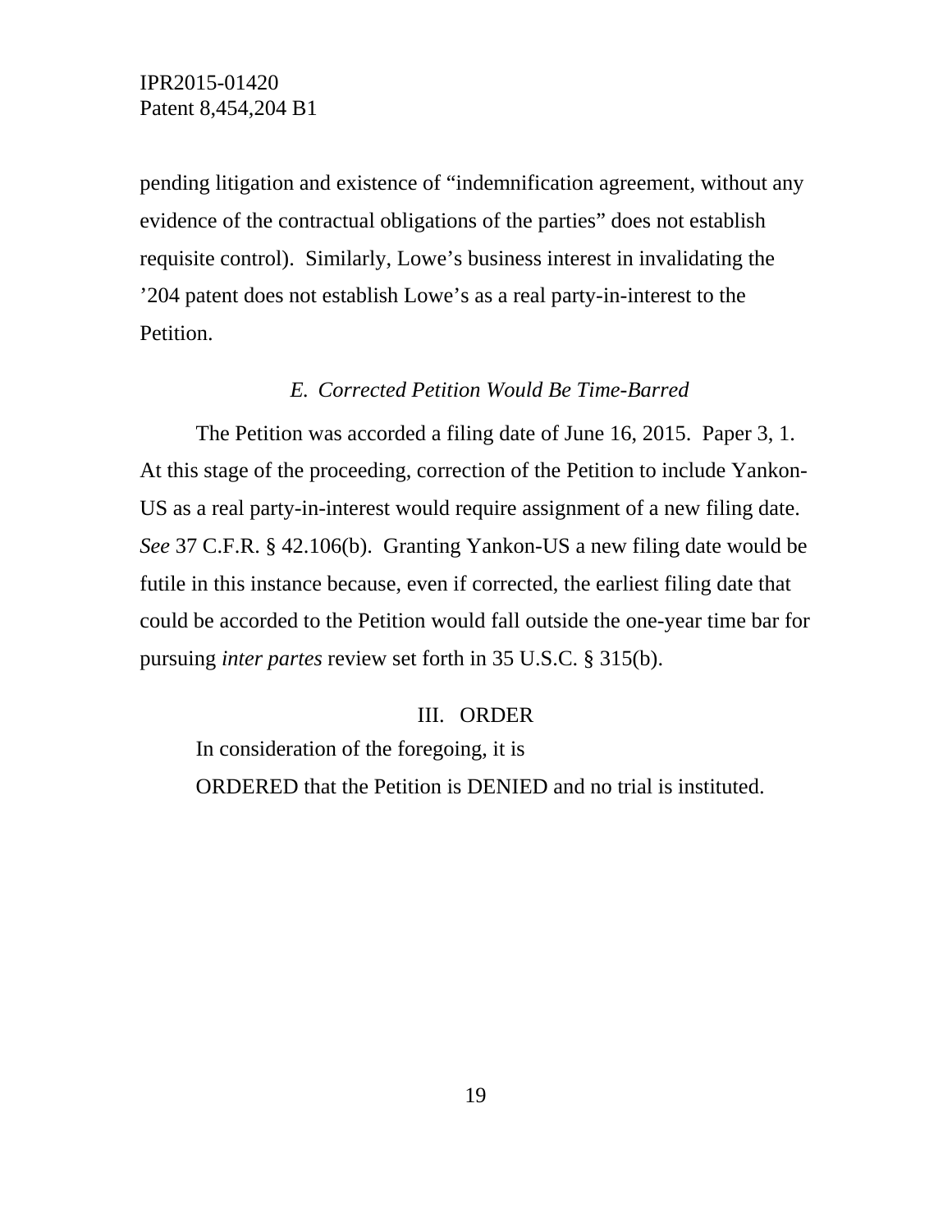pending litigation and existence of "indemnification agreement, without any evidence of the contractual obligations of the parties" does not establish requisite control). Similarly, Lowe's business interest in invalidating the '204 patent does not establish Lowe's as a real party-in-interest to the Petition.

### *E. Corrected Petition Would Be Time-Barred*

The Petition was accorded a filing date of June 16, 2015. Paper 3, 1. At this stage of the proceeding, correction of the Petition to include Yankon-US as a real party-in-interest would require assignment of a new filing date. *See* 37 C.F.R. § 42.106(b). Granting Yankon-US a new filing date would be futile in this instance because, even if corrected, the earliest filing date that could be accorded to the Petition would fall outside the one-year time bar for pursuing *inter partes* review set forth in 35 U.S.C. § 315(b).

## III. ORDER

In consideration of the foregoing, it is

ORDERED that the Petition is DENIED and no trial is instituted.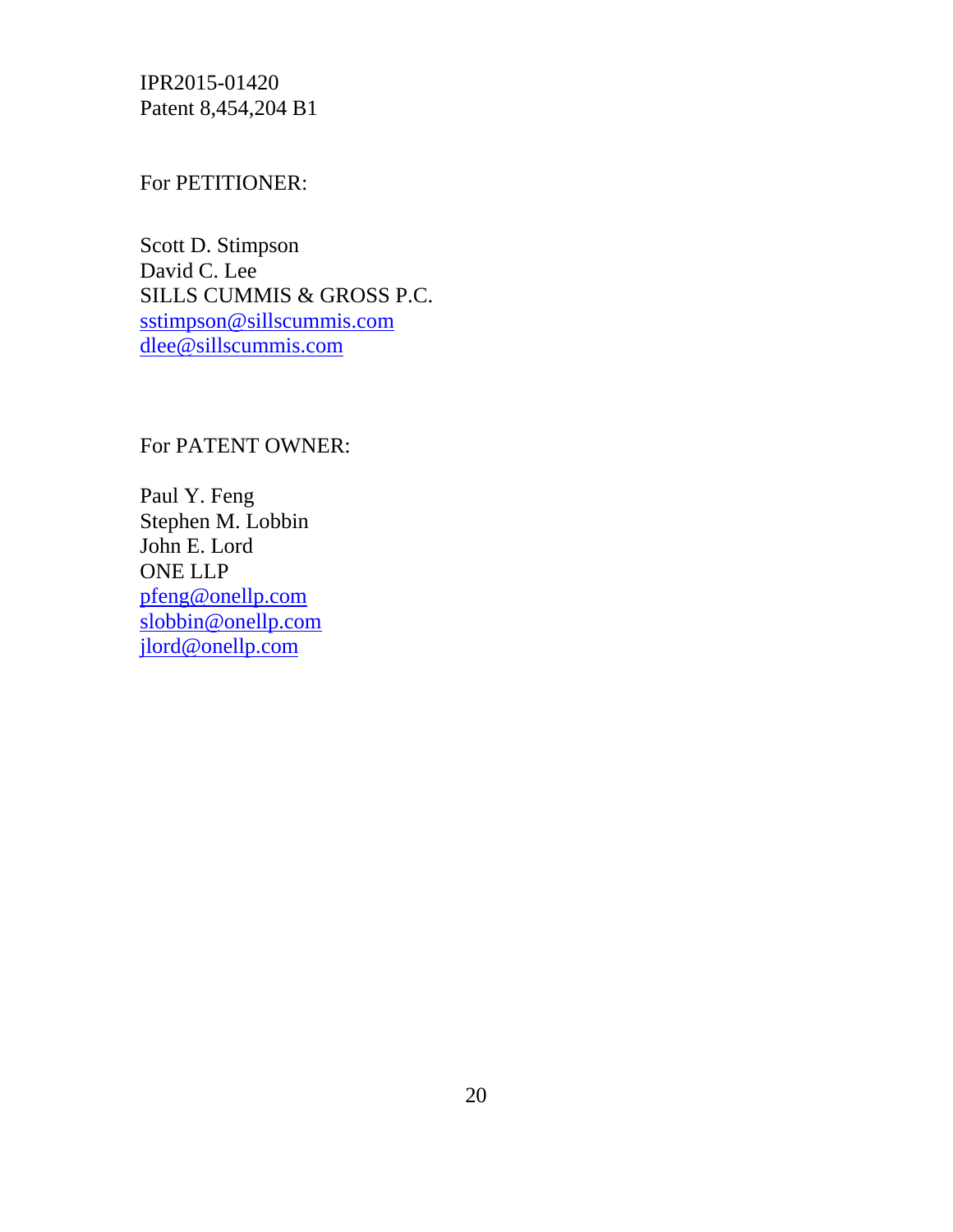For PETITIONER:

Scott D. Stimpson
David C. Lee
SILLS CUMMIS & GROSS P.C.
sstimpson@sillscummis.com
dlee@sillscummis.com

For PATENT OWNER:

Paul Y. Feng
Stephen M. Lobbin
John E. Lord
ONE LLP
pfeng@onellp.com
slobbin@onellp.com
jlord@onellp.com